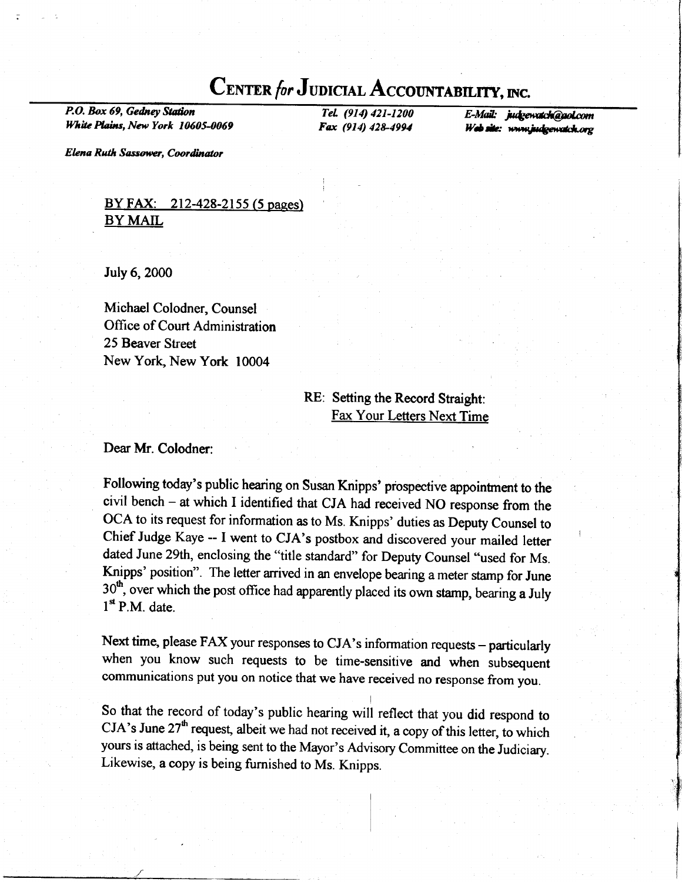# CENTER *for* JUDICIAL ACCOUNTABILITY, INC.

*P.O. Box 69, Gedney Station*
*White Plains, New York 10605-0069*

*Tel. (914) 421-1200*
*Fax (914) 428-4994*

*E-Mail: judgewatch@aol.com*
*Web site: www.judgewatch.org*

*Elena Ruth Sassower, Coordinator*

<u>BY FAX: 212-428-2155 (5 pages)</u>
<u>BY MAIL</u>

July 6, 2000

Michael Colodner, Counsel
Office of Court Administration
25 Beaver Street
New York, New York 10004

RE: Setting the Record Straight:
<u>Fax Your Letters Next Time</u>

Dear Mr. Colodner:

Following today's public hearing on Susan Knipps' prospective appointment to the civil bench – at which I identified that CJA had received NO response from the OCA to its request for information as to Ms. Knipps' duties as Deputy Counsel to Chief Judge Kaye -- I went to CJA's postbox and discovered your mailed letter dated June 29th, enclosing the "title standard" for Deputy Counsel "used for Ms. Knipps' position". The letter arrived in an envelope bearing a meter stamp for June 30th, over which the post office had apparently placed its own stamp, bearing a July 1st P.M. date.

Next time, please FAX your responses to CJA's information requests – particularly when you know such requests to be time-sensitive and when subsequent communications put you on notice that we have received no response from you.

So that the record of today's public hearing will reflect that you did respond to CJA's June 27th request, albeit we had not received it, a copy of this letter, to which yours is attached, is being sent to the Mayor's Advisory Committee on the Judiciary. Likewise, a copy is being furnished to Ms. Knipps.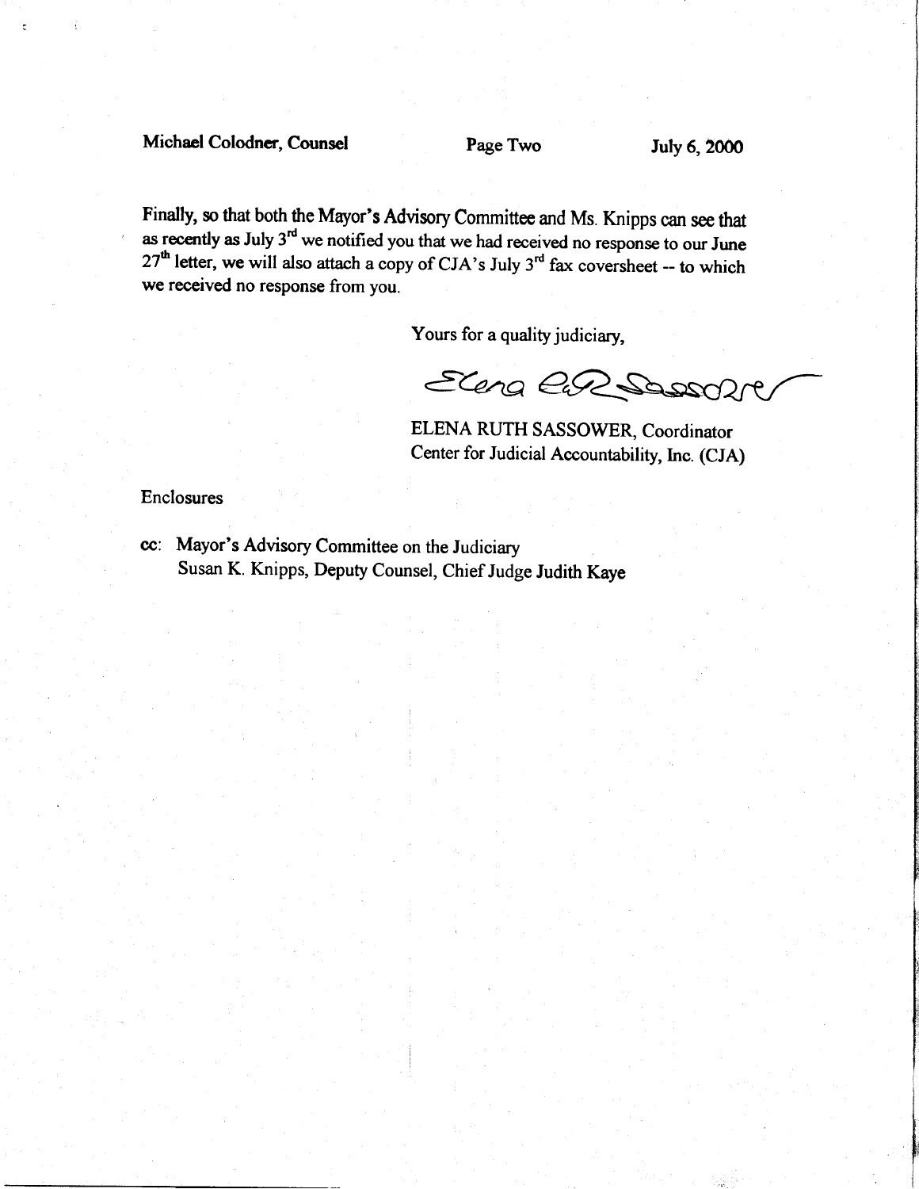Finally, so that both the Mayor's Advisory Committee and Ms. Knipps can see that as recently as July 3rd we notified you that we had received no response to our June 27th letter, we will also attach a copy of CJA's July 3rd fax coversheet -- to which we received no response from you.

Yours for a quality judiciary,

Elena RR Sassower

ELENA RUTH SASSOWER, Coordinator
Center for Judicial Accountability, Inc. (CJA)

Enclosures

cc: Mayor's Advisory Committee on the Judiciary
Susan K. Knipps, Deputy Counsel, Chief Judge Judith Kaye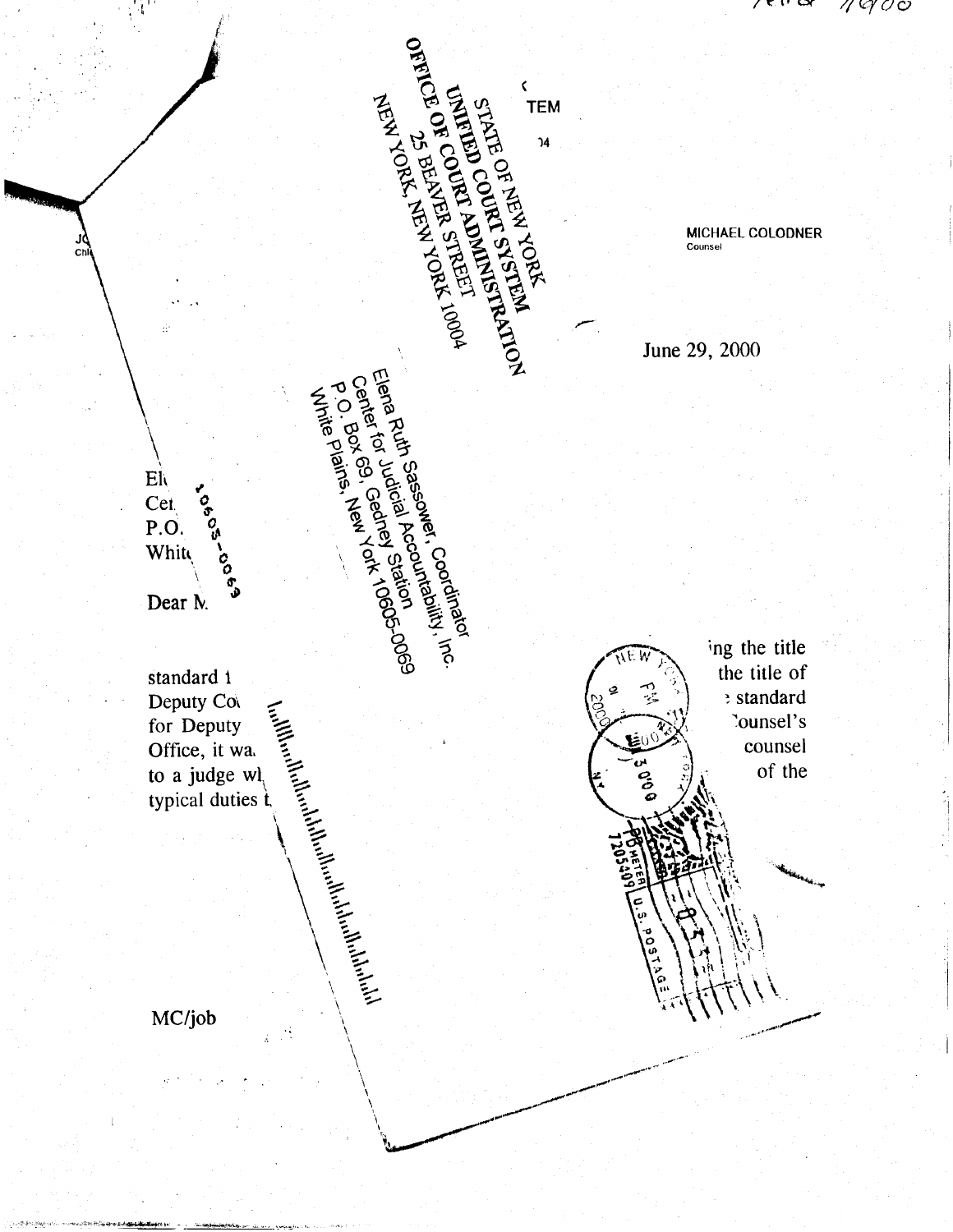STATE OF NEW YORK
UNIFIED COURT SYSTEM
OFFICE OF COURT ADMINISTRATION
25 BEAVER STREET
NEW YORK, NEW YORK 10004

Elena Ruth Sassower, Coordinator
Center for Judicial Accountability, Inc.
P.O. Box 69, Gedney Station
White Plains, New York 10605-0069

MICHAEL COLODNER
Counsel

June 29, 2000

El
Cen
P.O.
White

10605-0069

Dear M

standard t ... ing the title
Deputy Co ... the title of
for Deputy ... standard
Office, it wa ... Counsel's
to a judge wl ... counsel
typical duties t ... of the

MC/job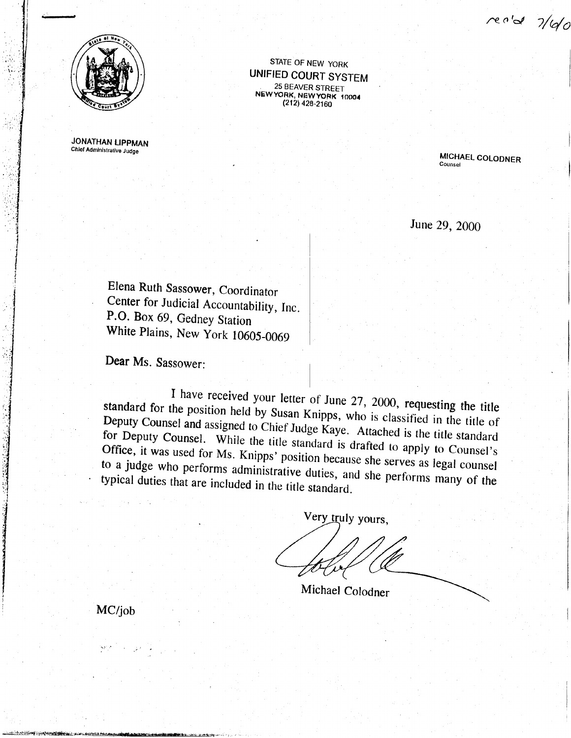rec'd 7/6/0

STATE OF NEW YORK
**UNIFIED COURT SYSTEM**
25 BEAVER STREET
NEW YORK, NEW YORK 10004
(212) 428-2160

**JONATHAN LIPPMAN**
Chief Administrative Judge

**MICHAEL COLODNER**
Counsel

June 29, 2000

Elena Ruth Sassower, Coordinator
Center for Judicial Accountability, Inc.
P.O. Box 69, Gedney Station
White Plains, New York 10605-0069

Dear Ms. Sassower:

I have received your letter of June 27, 2000, requesting the title standard for the position held by Susan Knipps, who is classified in the title of Deputy Counsel and assigned to Chief Judge Kaye. Attached is the title standard for Deputy Counsel. While the title standard is drafted to apply to Counsel's Office, it was used for Ms. Knipps' position because she serves as legal counsel to a judge who performs administrative duties, and she performs many of the typical duties that are included in the title standard.

Very truly yours,

Michael Colodner

MC/job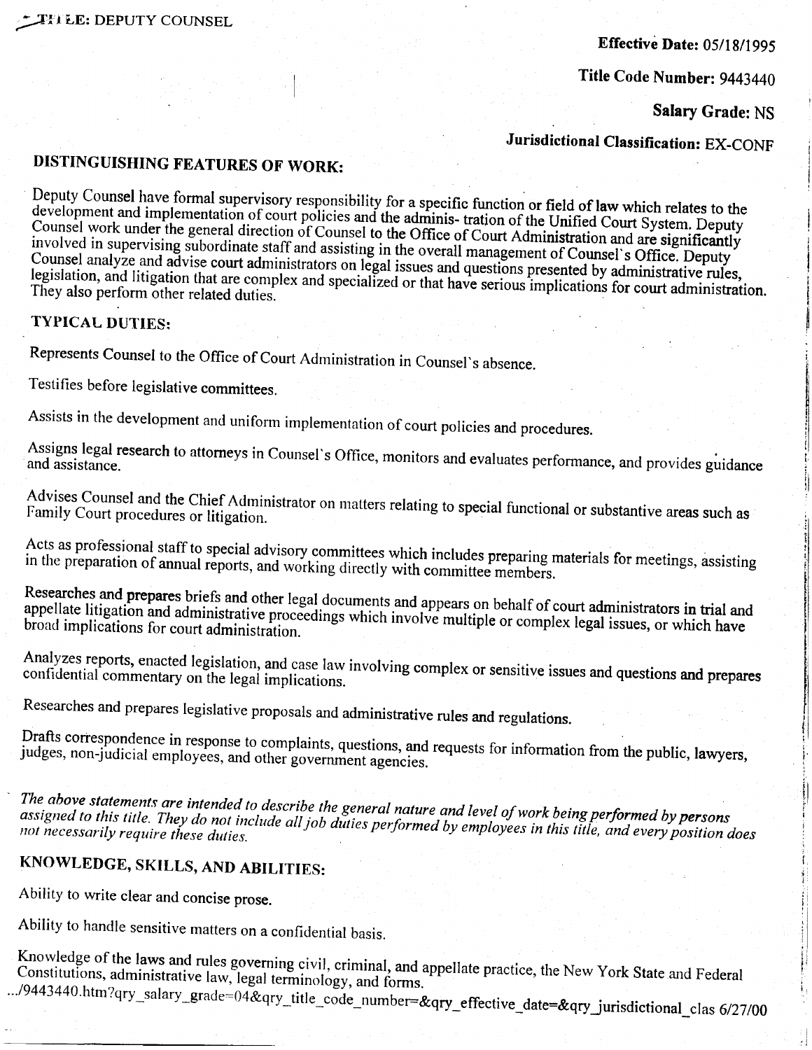TITLE: DEPUTY COUNSEL

**Effective Date:** 05/18/1995

**Title Code Number:** 9443440

**Salary Grade:** NS

**Jurisdictional Classification:** EX-CONF

## DISTINGUISHING FEATURES OF WORK:

Deputy Counsel have formal supervisory responsibility for a specific function or field of law which relates to the development and implementation of court policies and the adminis- tration of the Unified Court System. Deputy Counsel work under the general direction of Counsel to the Office of Court Administration and are significantly involved in supervising subordinate staff and assisting in the overall management of Counsel's Office. Deputy Counsel analyze and advise court administrators on legal issues and questions presented by administrative rules, legislation, and litigation that are complex and specialized or that have serious implications for court administration. They also perform other related duties.

## TYPICAL DUTIES:

Represents Counsel to the Office of Court Administration in Counsel's absence.

Testifies before legislative committees.

Assists in the development and uniform implementation of court policies and procedures.

Assigns legal research to attorneys in Counsel's Office, monitors and evaluates performance, and provides guidance and assistance.

Advises Counsel and the Chief Administrator on matters relating to special functional or substantive areas such as Family Court procedures or litigation.

Acts as professional staff to special advisory committees which includes preparing materials for meetings, assisting in the preparation of annual reports, and working directly with committee members.

Researches and prepares briefs and other legal documents and appears on behalf of court administrators in trial and appellate litigation and administrative proceedings which involve multiple or complex legal issues, or which have broad implications for court administration.

Analyzes reports, enacted legislation, and case law involving complex or sensitive issues and questions and prepares confidential commentary on the legal implications.

Researches and prepares legislative proposals and administrative rules and regulations.

Drafts correspondence in response to complaints, questions, and requests for information from the public, lawyers, judges, non-judicial employees, and other government agencies.

*The above statements are intended to describe the general nature and level of work being performed by persons assigned to this title. They do not include all job duties performed by employees in this title, and every position does not necessarily require these duties.*

## KNOWLEDGE, SKILLS, AND ABILITIES:

Ability to write clear and concise prose.

Ability to handle sensitive matters on a confidential basis.

Knowledge of the laws and rules governing civil, criminal, and appellate practice, the New York State and Federal Constitutions, administrative law, legal terminology, and forms.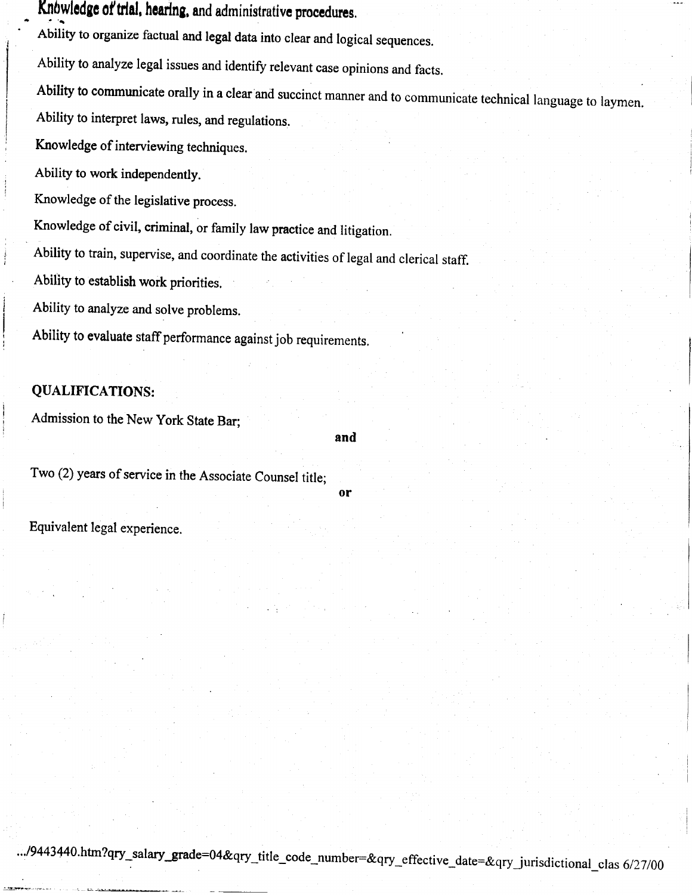Knowledge of trial, hearing, and administrative procedures.

Ability to organize factual and legal data into clear and logical sequences.

Ability to analyze legal issues and identify relevant case opinions and facts.

Ability to communicate orally in a clear and succinct manner and to communicate technical language to laymen.

Ability to interpret laws, rules, and regulations.

Knowledge of interviewing techniques.

Ability to work independently.

Knowledge of the legislative process.

Knowledge of civil, criminal, or family law practice and litigation.

Ability to train, supervise, and coordinate the activities of legal and clerical staff.

Ability to establish work priorities.

Ability to analyze and solve problems.

Ability to evaluate staff performance against job requirements.

**QUALIFICATIONS:**

Admission to the New York State Bar;

**and**

Two (2) years of service in the Associate Counsel title;

**or**

Equivalent legal experience.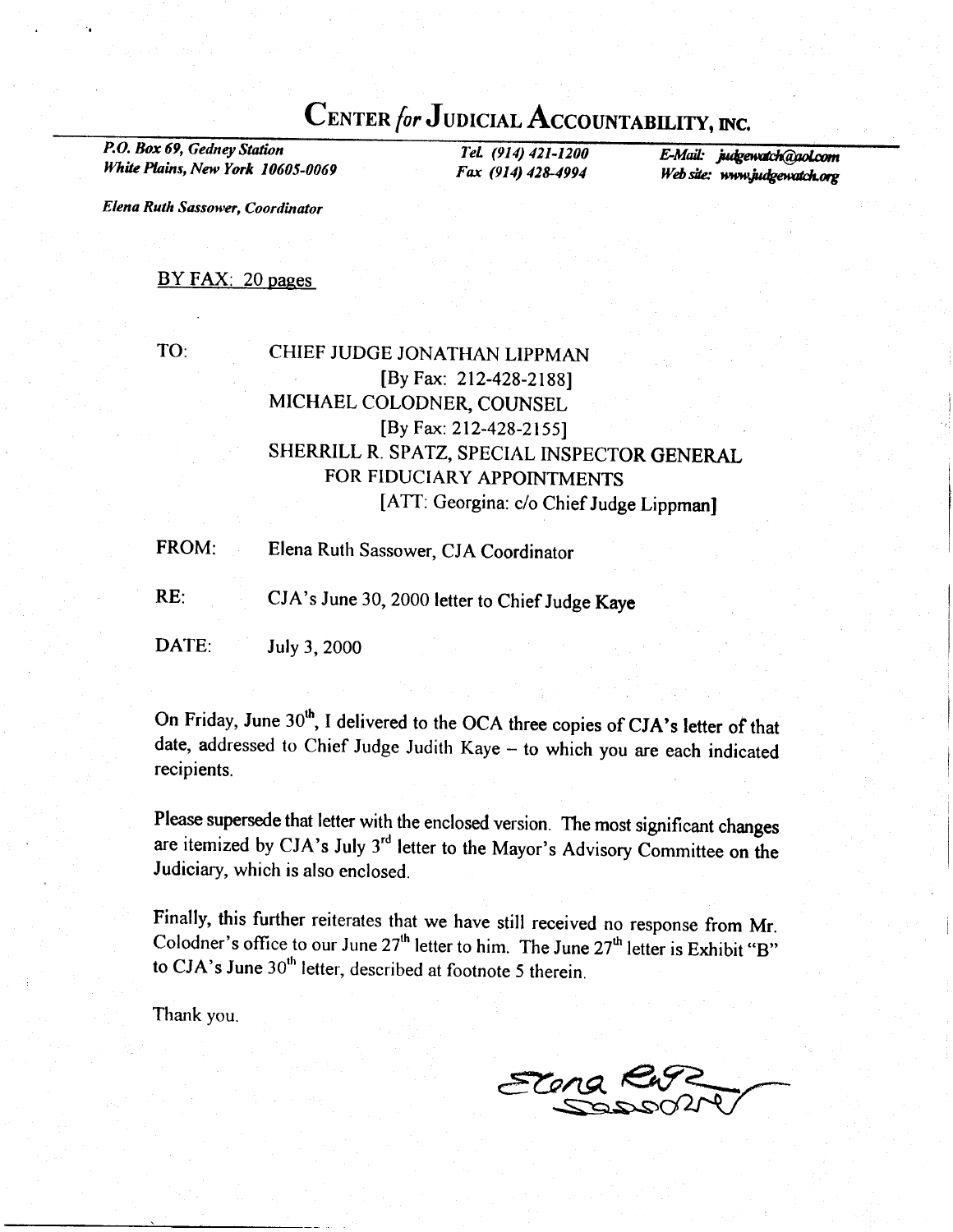# CENTER *for* JUDICIAL ACCOUNTABILITY, INC.

*P.O. Box 69, Gedney Station*
*White Plains, New York 10605-0069*

*Tel. (914) 421-1200*
*Fax (914) 428-4994*

*E-Mail: judgewatch@aol.com*
*Web site: www.judgewatch.org*

*Elena Ruth Sassower, Coordinator*

BY FAX: 20 pages

TO: CHIEF JUDGE JONATHAN LIPPMAN
[By Fax: 212-428-2188]
MICHAEL COLODNER, COUNSEL
[By Fax: 212-428-2155]
SHERRILL R. SPATZ, SPECIAL INSPECTOR GENERAL FOR FIDUCIARY APPOINTMENTS
[ATT: Georgina: c/o Chief Judge Lippman]

FROM: Elena Ruth Sassower, CJA Coordinator

RE: CJA's June 30, 2000 letter to Chief Judge Kaye

DATE: July 3, 2000

On Friday, June 30th, I delivered to the OCA three copies of CJA's letter of that date, addressed to Chief Judge Judith Kaye – to which you are each indicated recipients.

Please supersede that letter with the enclosed version. The most significant changes are itemized by CJA's July 3rd letter to the Mayor's Advisory Committee on the Judiciary, which is also enclosed.

Finally, this further reiterates that we have still received no response from Mr. Colodner's office to our June 27th letter to him. The June 27th letter is Exhibit "B" to CJA's June 30th letter, described at footnote 5 therein.

Thank you.

Elena Ruth Sassower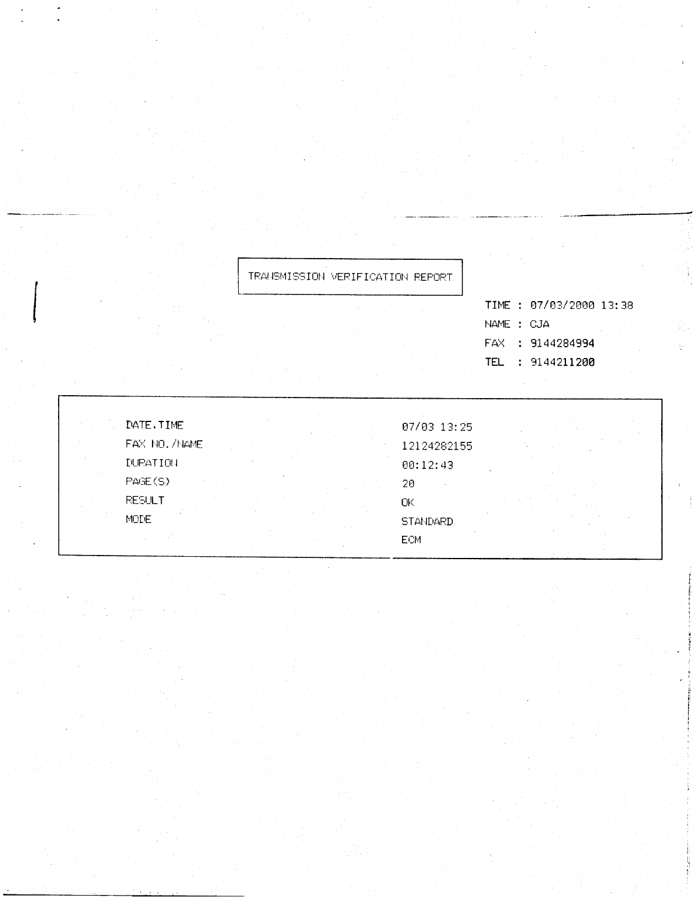TRANSMISSION VERIFICATION REPORT

TIME : 07/03/2000 13:38
NAME : CJA
FAX : 9144284994
TEL : 9144211200

| | |
|---|---|
| DATE,TIME | 07/03 13:25 |
| FAX NO./NAME | 12124282155 |
| DURATION | 00:12:43 |
| PAGE(S) | 20 |
| RESULT | OK |
| MODE | STANDARD<br>ECM |